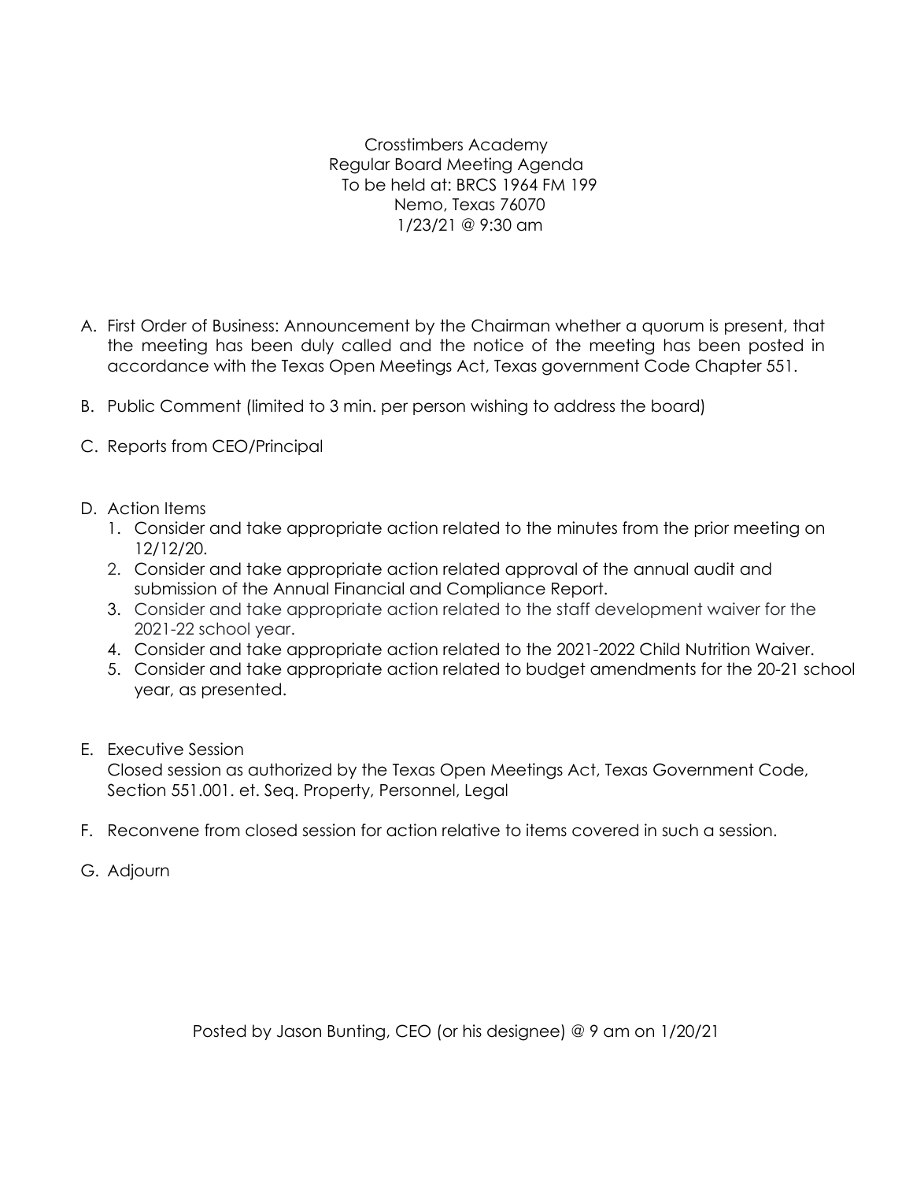Crosstimbers Academy
Regular Board Meeting Agenda
To be held at: BRCS 1964 FM 199
Nemo, Texas 76070
1/23/21 @ 9:30 am

A. First Order of Business: Announcement by the Chairman whether a quorum is present, that the meeting has been duly called and the notice of the meeting has been posted in accordance with the Texas Open Meetings Act, Texas government Code Chapter 551.

B. Public Comment (limited to 3 min. per person wishing to address the board)

C. Reports from CEO/Principal

D. Action Items
   1. Consider and take appropriate action related to the minutes from the prior meeting on 12/12/20.
   2. Consider and take appropriate action related approval of the annual audit and submission of the Annual Financial and Compliance Report.
   3. Consider and take appropriate action related to the staff development waiver for the 2021-22 school year.
   4. Consider and take appropriate action related to the 2021-2022 Child Nutrition Waiver.
   5. Consider and take appropriate action related to budget amendments for the 20-21 school year, as presented.

E. Executive Session
   Closed session as authorized by the Texas Open Meetings Act, Texas Government Code, Section 551.001. et. Seq. Property, Personnel, Legal

F. Reconvene from closed session for action relative to items covered in such a session.

G. Adjourn

Posted by Jason Bunting, CEO (or his designee) @ 9 am on 1/20/21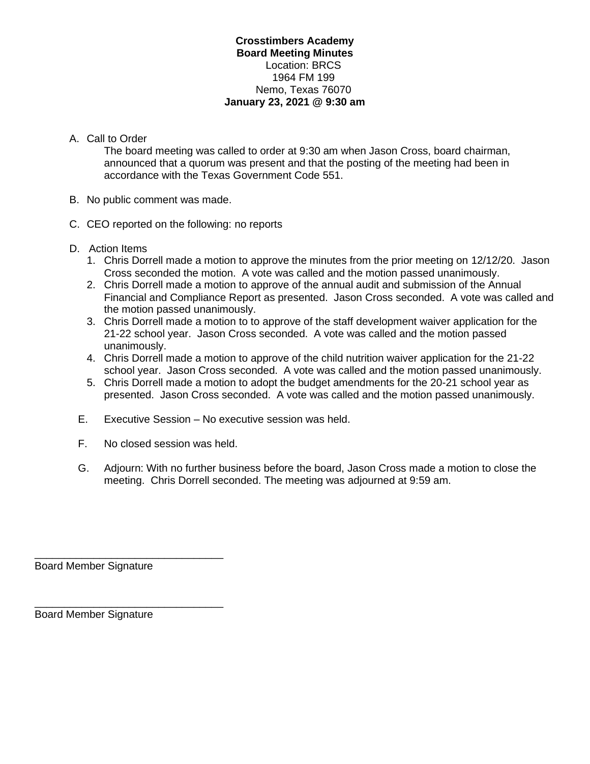**Crosstimbers Academy**
**Board Meeting Minutes**
Location: BRCS
1964 FM 199
Nemo, Texas 76070
**January 23, 2021 @ 9:30 am**

A. Call to Order
   The board meeting was called to order at 9:30 am when Jason Cross, board chairman, announced that a quorum was present and that the posting of the meeting had been in accordance with the Texas Government Code 551.

B. No public comment was made.

C. CEO reported on the following: no reports

D. Action Items
   1. Chris Dorrell made a motion to approve the minutes from the prior meeting on 12/12/20. Jason Cross seconded the motion. A vote was called and the motion passed unanimously.
   2. Chris Dorrell made a motion to approve of the annual audit and submission of the Annual Financial and Compliance Report as presented. Jason Cross seconded. A vote was called and the motion passed unanimously.
   3. Chris Dorrell made a motion to to approve of the staff development waiver application for the 21-22 school year. Jason Cross seconded. A vote was called and the motion passed unanimously.
   4. Chris Dorrell made a motion to approve of the child nutrition waiver application for the 21-22 school year. Jason Cross seconded. A vote was called and the motion passed unanimously.
   5. Chris Dorrell made a motion to adopt the budget amendments for the 20-21 school year as presented. Jason Cross seconded. A vote was called and the motion passed unanimously.

E. Executive Session – No executive session was held.

F. No closed session was held.

G. Adjourn: With no further business before the board, Jason Cross made a motion to close the meeting. Chris Dorrell seconded. The meeting was adjourned at 9:59 am.

________________________________
Board Member Signature

________________________________
Board Member Signature